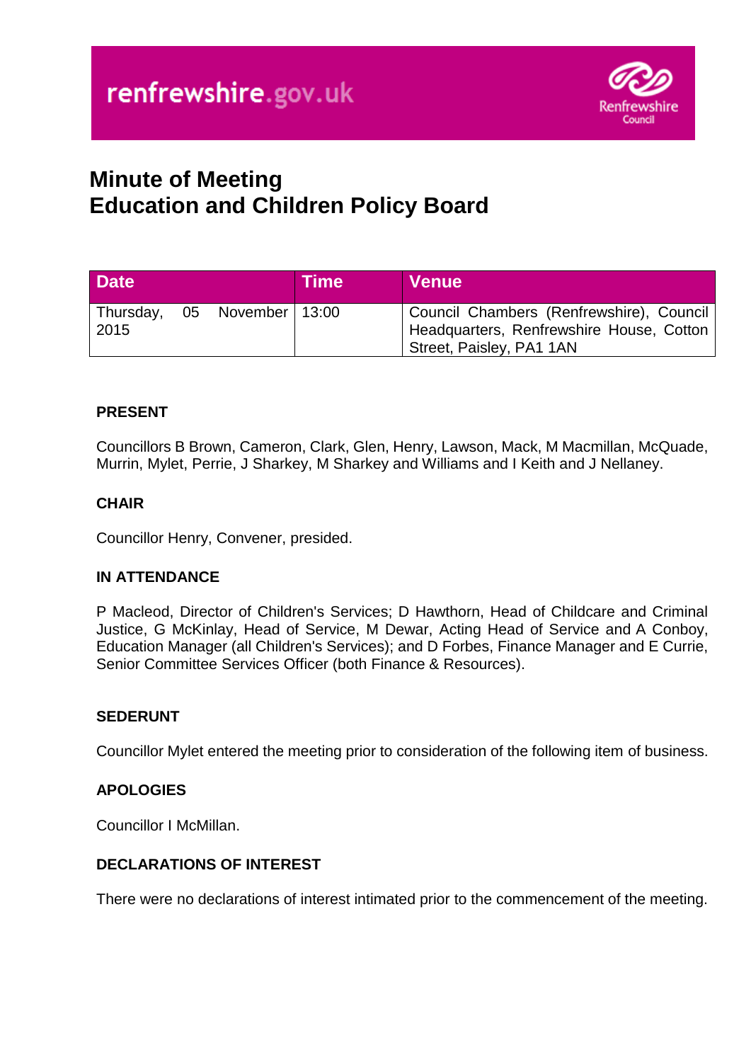# Minute of Meeting
# Education and Children Policy Board

| Date | Time | Venue |
|---|---|---|
| Thursday, 05 November 2015 | 13:00 | Council Chambers (Renfrewshire), Council Headquarters, Renfrewshire House, Cotton Street, Paisley, PA1 1AN |

## PRESENT

Councillors B Brown, Cameron, Clark, Glen, Henry, Lawson, Mack, M Macmillan, McQuade, Murrin, Mylet, Perrie, J Sharkey, M Sharkey and Williams and I Keith and J Nellaney.

## CHAIR

Councillor Henry, Convener, presided.

## IN ATTENDANCE

P Macleod, Director of Children's Services; D Hawthorn, Head of Childcare and Criminal Justice, G McKinlay, Head of Service, M Dewar, Acting Head of Service and A Conboy, Education Manager (all Children's Services); and D Forbes, Finance Manager and E Currie, Senior Committee Services Officer (both Finance & Resources).

## SEDERUNT

Councillor Mylet entered the meeting prior to consideration of the following item of business.

## APOLOGIES

Councillor I McMillan.

## DECLARATIONS OF INTEREST

There were no declarations of interest intimated prior to the commencement of the meeting.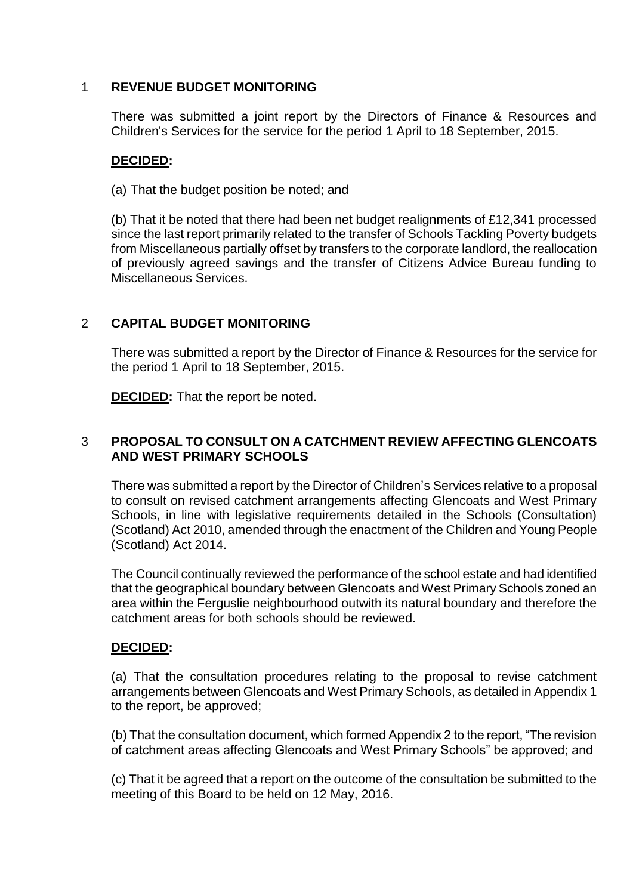## 1 REVENUE BUDGET MONITORING

There was submitted a joint report by the Directors of Finance & Resources and Children's Services for the service for the period 1 April to 18 September, 2015.

**DECIDED:**

(a) That the budget position be noted; and

(b) That it be noted that there had been net budget realignments of £12,341 processed since the last report primarily related to the transfer of Schools Tackling Poverty budgets from Miscellaneous partially offset by transfers to the corporate landlord, the reallocation of previously agreed savings and the transfer of Citizens Advice Bureau funding to Miscellaneous Services.

## 2 CAPITAL BUDGET MONITORING

There was submitted a report by the Director of Finance & Resources for the service for the period 1 April to 18 September, 2015.

**DECIDED:** That the report be noted.

## 3 PROPOSAL TO CONSULT ON A CATCHMENT REVIEW AFFECTING GLENCOATS AND WEST PRIMARY SCHOOLS

There was submitted a report by the Director of Children's Services relative to a proposal to consult on revised catchment arrangements affecting Glencoats and West Primary Schools, in line with legislative requirements detailed in the Schools (Consultation) (Scotland) Act 2010, amended through the enactment of the Children and Young People (Scotland) Act 2014.

The Council continually reviewed the performance of the school estate and had identified that the geographical boundary between Glencoats and West Primary Schools zoned an area within the Ferguslie neighbourhood outwith its natural boundary and therefore the catchment areas for both schools should be reviewed.

**DECIDED:**

(a) That the consultation procedures relating to the proposal to revise catchment arrangements between Glencoats and West Primary Schools, as detailed in Appendix 1 to the report, be approved;

(b) That the consultation document, which formed Appendix 2 to the report, "The revision of catchment areas affecting Glencoats and West Primary Schools" be approved; and

(c) That it be agreed that a report on the outcome of the consultation be submitted to the meeting of this Board to be held on 12 May, 2016.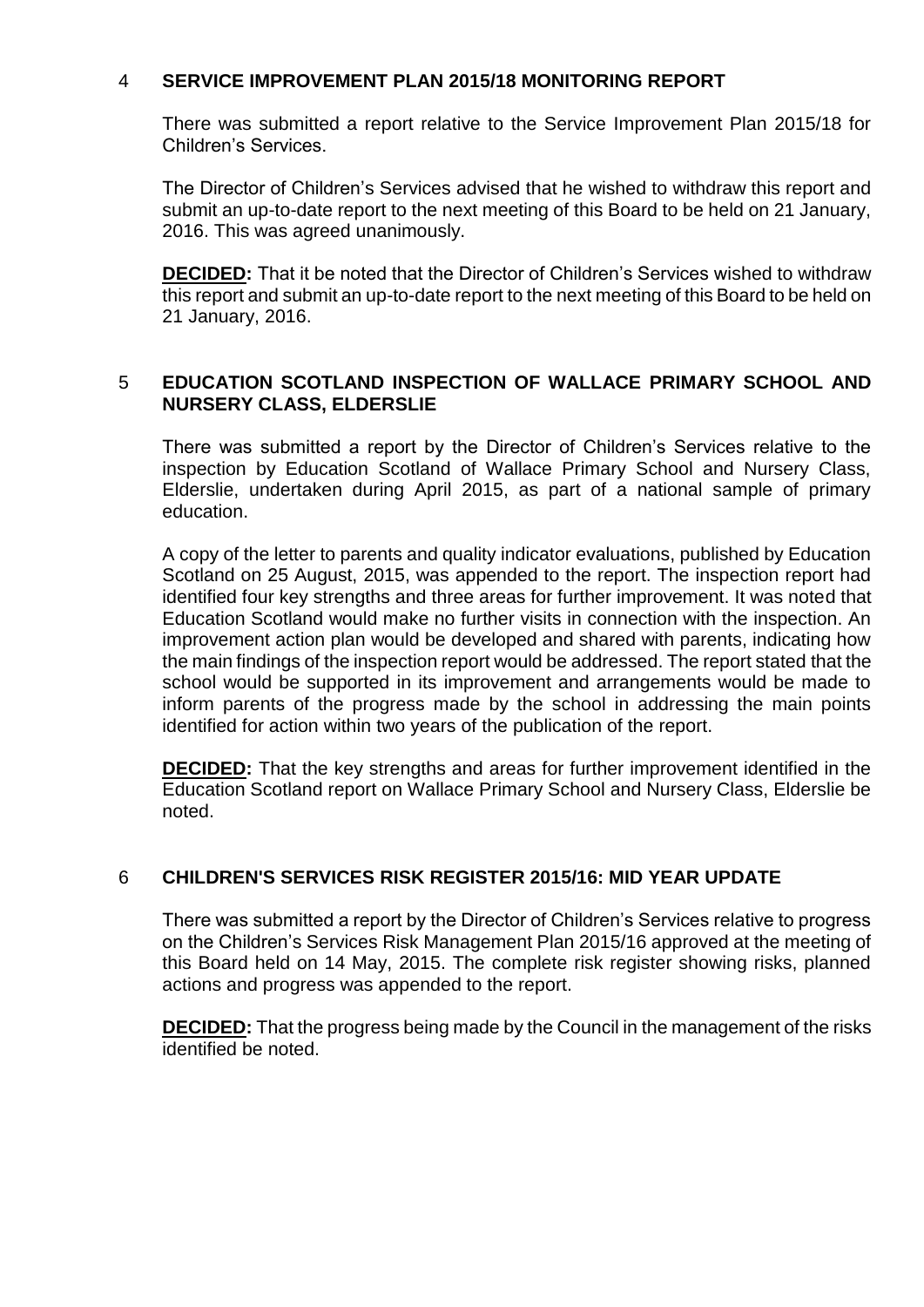## 4 SERVICE IMPROVEMENT PLAN 2015/18 MONITORING REPORT

There was submitted a report relative to the Service Improvement Plan 2015/18 for Children's Services.

The Director of Children's Services advised that he wished to withdraw this report and submit an up-to-date report to the next meeting of this Board to be held on 21 January, 2016. This was agreed unanimously.

**DECIDED:** That it be noted that the Director of Children's Services wished to withdraw this report and submit an up-to-date report to the next meeting of this Board to be held on 21 January, 2016.

## 5 EDUCATION SCOTLAND INSPECTION OF WALLACE PRIMARY SCHOOL AND NURSERY CLASS, ELDERSLIE

There was submitted a report by the Director of Children's Services relative to the inspection by Education Scotland of Wallace Primary School and Nursery Class, Elderslie, undertaken during April 2015, as part of a national sample of primary education.

A copy of the letter to parents and quality indicator evaluations, published by Education Scotland on 25 August, 2015, was appended to the report. The inspection report had identified four key strengths and three areas for further improvement. It was noted that Education Scotland would make no further visits in connection with the inspection. An improvement action plan would be developed and shared with parents, indicating how the main findings of the inspection report would be addressed. The report stated that the school would be supported in its improvement and arrangements would be made to inform parents of the progress made by the school in addressing the main points identified for action within two years of the publication of the report.

**DECIDED:** That the key strengths and areas for further improvement identified in the Education Scotland report on Wallace Primary School and Nursery Class, Elderslie be noted.

## 6 CHILDREN'S SERVICES RISK REGISTER 2015/16: MID YEAR UPDATE

There was submitted a report by the Director of Children's Services relative to progress on the Children's Services Risk Management Plan 2015/16 approved at the meeting of this Board held on 14 May, 2015. The complete risk register showing risks, planned actions and progress was appended to the report.

**DECIDED:** That the progress being made by the Council in the management of the risks identified be noted.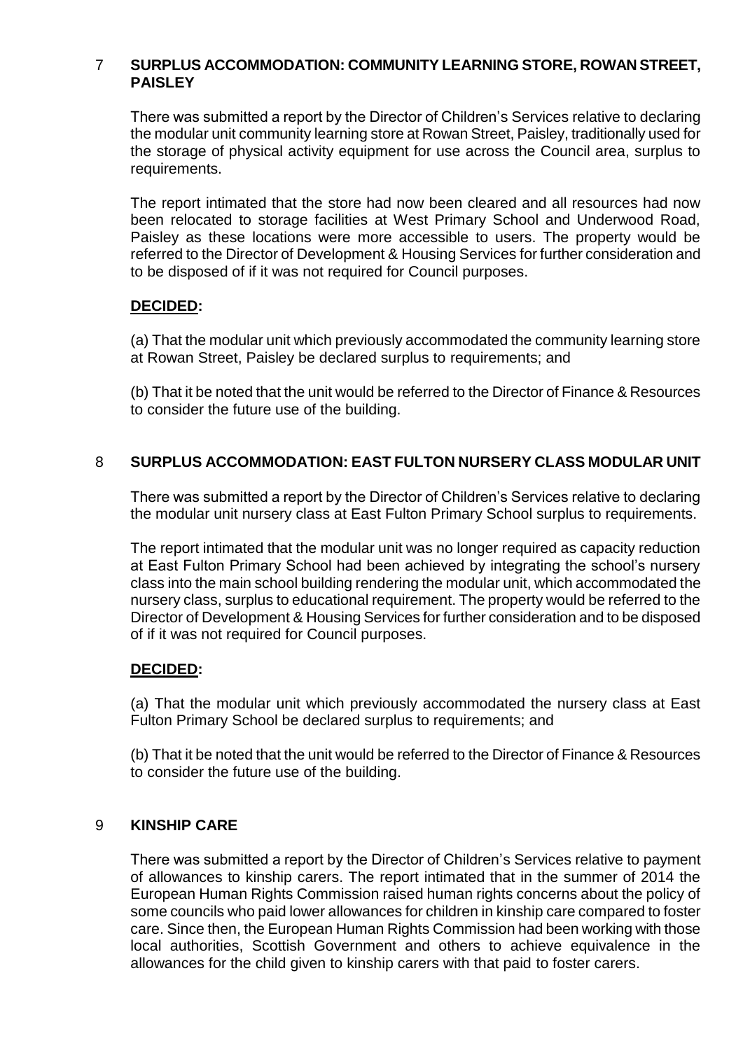## 7 SURPLUS ACCOMMODATION: COMMUNITY LEARNING STORE, ROWAN STREET, PAISLEY

There was submitted a report by the Director of Children's Services relative to declaring the modular unit community learning store at Rowan Street, Paisley, traditionally used for the storage of physical activity equipment for use across the Council area, surplus to requirements.

The report intimated that the store had now been cleared and all resources had now been relocated to storage facilities at West Primary School and Underwood Road, Paisley as these locations were more accessible to users. The property would be referred to the Director of Development & Housing Services for further consideration and to be disposed of if it was not required for Council purposes.

**DECIDED:**

(a) That the modular unit which previously accommodated the community learning store at Rowan Street, Paisley be declared surplus to requirements; and

(b) That it be noted that the unit would be referred to the Director of Finance & Resources to consider the future use of the building.

## 8 SURPLUS ACCOMMODATION: EAST FULTON NURSERY CLASS MODULAR UNIT

There was submitted a report by the Director of Children's Services relative to declaring the modular unit nursery class at East Fulton Primary School surplus to requirements.

The report intimated that the modular unit was no longer required as capacity reduction at East Fulton Primary School had been achieved by integrating the school's nursery class into the main school building rendering the modular unit, which accommodated the nursery class, surplus to educational requirement. The property would be referred to the Director of Development & Housing Services for further consideration and to be disposed of if it was not required for Council purposes.

**DECIDED:**

(a) That the modular unit which previously accommodated the nursery class at East Fulton Primary School be declared surplus to requirements; and

(b) That it be noted that the unit would be referred to the Director of Finance & Resources to consider the future use of the building.

## 9 KINSHIP CARE

There was submitted a report by the Director of Children's Services relative to payment of allowances to kinship carers. The report intimated that in the summer of 2014 the European Human Rights Commission raised human rights concerns about the policy of some councils who paid lower allowances for children in kinship care compared to foster care. Since then, the European Human Rights Commission had been working with those local authorities, Scottish Government and others to achieve equivalence in the allowances for the child given to kinship carers with that paid to foster carers.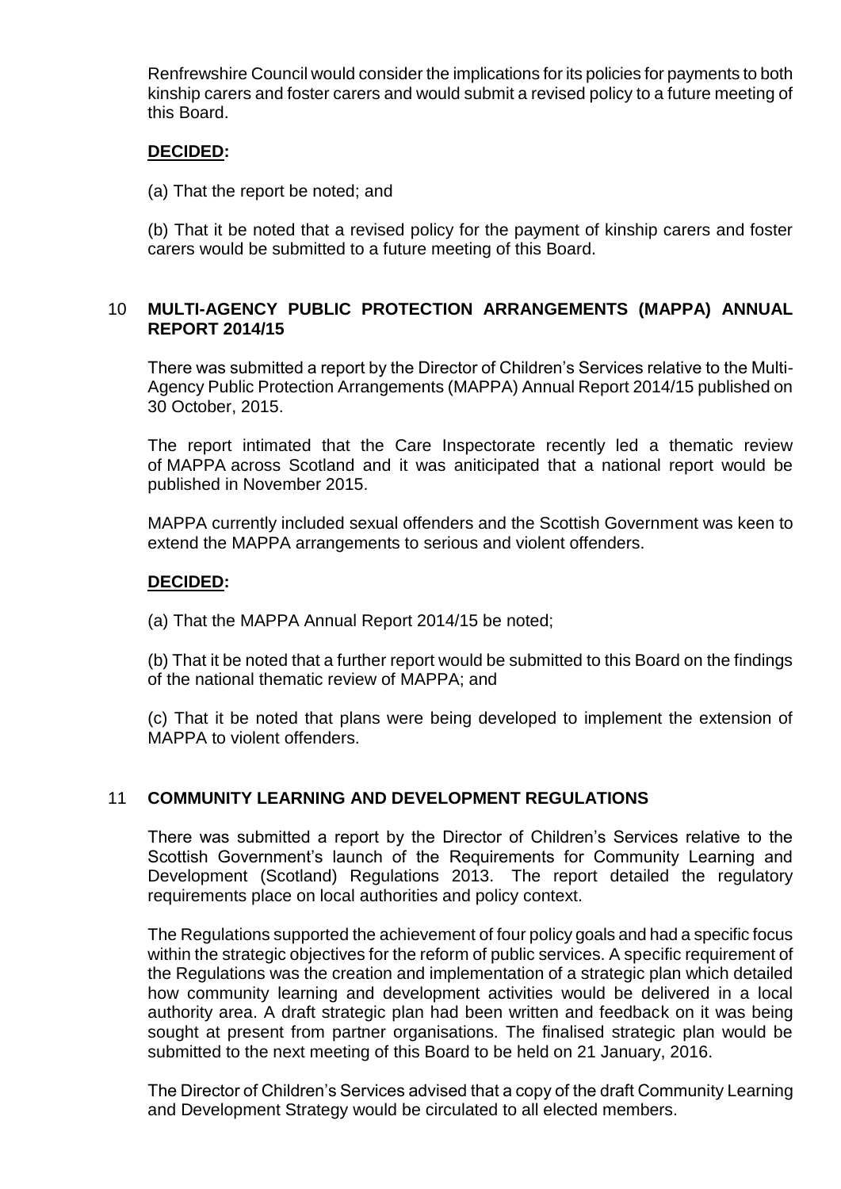Renfrewshire Council would consider the implications for its policies for payments to both kinship carers and foster carers and would submit a revised policy to a future meeting of this Board.

**DECIDED:**

(a) That the report be noted; and

(b) That it be noted that a revised policy for the payment of kinship carers and foster carers would be submitted to a future meeting of this Board.

## 10 MULTI-AGENCY PUBLIC PROTECTION ARRANGEMENTS (MAPPA) ANNUAL REPORT 2014/15

There was submitted a report by the Director of Children's Services relative to the Multi-Agency Public Protection Arrangements (MAPPA) Annual Report 2014/15 published on 30 October, 2015.

The report intimated that the Care Inspectorate recently led a thematic review of MAPPA across Scotland and it was aniticipated that a national report would be published in November 2015.

MAPPA currently included sexual offenders and the Scottish Government was keen to extend the MAPPA arrangements to serious and violent offenders.

**DECIDED:**

(a) That the MAPPA Annual Report 2014/15 be noted;

(b) That it be noted that a further report would be submitted to this Board on the findings of the national thematic review of MAPPA; and

(c) That it be noted that plans were being developed to implement the extension of MAPPA to violent offenders.

## 11 COMMUNITY LEARNING AND DEVELOPMENT REGULATIONS

There was submitted a report by the Director of Children's Services relative to the Scottish Government's launch of the Requirements for Community Learning and Development (Scotland) Regulations 2013. The report detailed the regulatory requirements place on local authorities and policy context.

The Regulations supported the achievement of four policy goals and had a specific focus within the strategic objectives for the reform of public services. A specific requirement of the Regulations was the creation and implementation of a strategic plan which detailed how community learning and development activities would be delivered in a local authority area. A draft strategic plan had been written and feedback on it was being sought at present from partner organisations. The finalised strategic plan would be submitted to the next meeting of this Board to be held on 21 January, 2016.

The Director of Children's Services advised that a copy of the draft Community Learning and Development Strategy would be circulated to all elected members.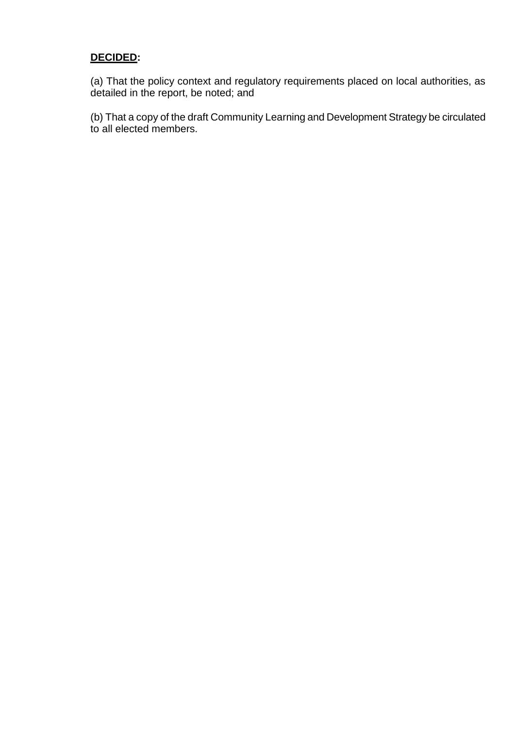**<u>DECIDED</u>:**

(a) That the policy context and regulatory requirements placed on local authorities, as detailed in the report, be noted; and

(b) That a copy of the draft Community Learning and Development Strategy be circulated to all elected members.